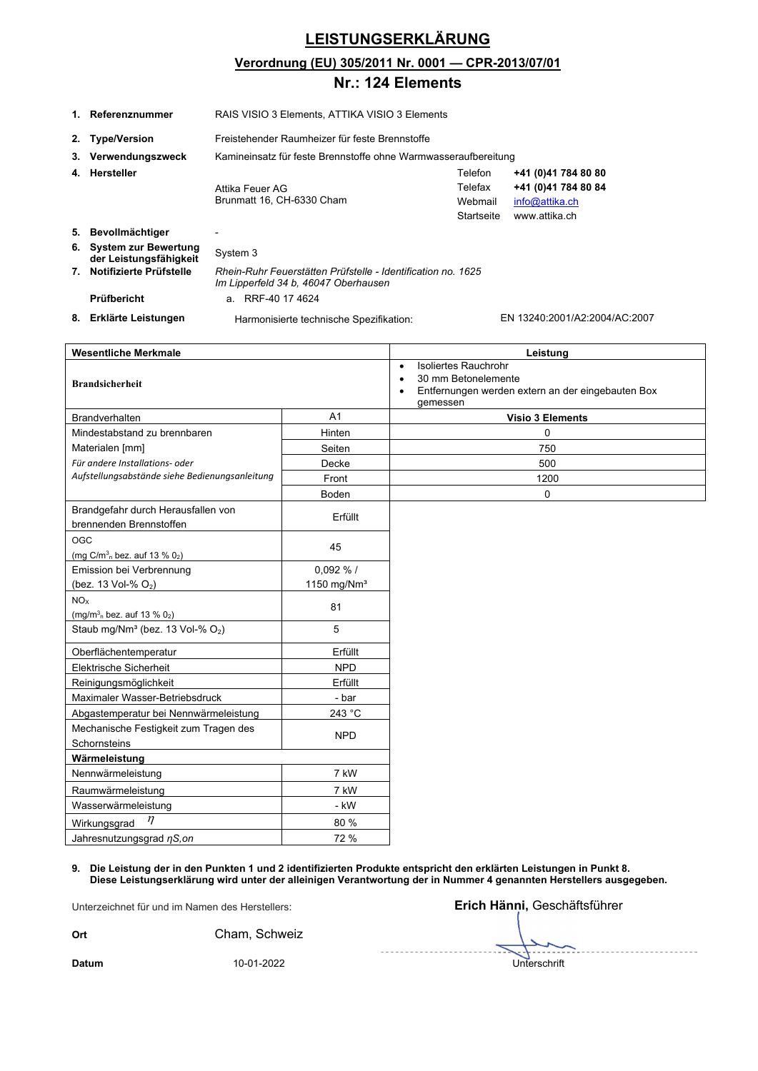# LEISTUNGSERKLÄRUNG

## Verordnung (EU) 305/2011 Nr. 0001 — CPR-2013/07/01

## Nr.: 124 Elements

1. **Referenznummer** RAIS VISIO 3 Elements, ATTIKA VISIO 3 Elements
2. **Type/Version** Freistehender Raumheizer für feste Brennstoffe
3. **Verwendungszweck** Kamineinsatz für feste Brennstoffe ohne Warmwasseraufbereitung
4. **Hersteller**
   Attika Feuer AG
   Brunmatt 16, CH-6330 Cham
   Telefon **+41 (0)41 784 80 80**
   Telefax **+41 (0)41 784 80 84**
   Webmail info@attika.ch
   Startseite www.attika.ch
5. **Bevollmächtigter** -
6. **System zur Bewertung der Leistungsfähigkeit** System 3
7. **Notifizierte Prüfstelle** *Rhein-Ruhr Feuerstätten Prüfstelle - Identification no. 1625*
   *Im Lipperfeld 34 b, 46047 Oberhausen*

   **Prüfbericht** a. RRF-40 17 4624
8. **Erklärte Leistungen** Harmonisierte technische Spezifikation: EN 13240:2001/A2:2004/AC:2007

| Wesentliche Merkmale | | Leistung |
|---|---|---|
| **Brandsicherheit** | | • Isoliertes Rauchrohr<br>• 30 mm Betonelemente<br>• Entfernungen werden extern an der eingebauten Box gemessen |
| Brandverhalten | A1 | **Visio 3 Elements** |
| Mindestabstand zu brennbaren | Hinten | 0 |
| Materialen [mm] | Seiten | 750 |
| *Für andere Installations- oder* | Decke | 500 |
| *Aufstellungsabstände siehe Bedienungsanleitung* | Front | 1200 |
| | Boden | 0 |
| Brandgefahr durch Herausfallen von brennenden Brennstoffen | Erfüllt | |
| OGC (mg C/m$^3_n$ bez. auf 13 % $O_2$) | 45 | |
| Emission bei Verbrennung (bez. 13 Vol-% $O_2$) | 0,092 % / 1150 mg/Nm³ | |
| $NO_x$ (mg/m$^3_n$ bez. auf 13 % $O_2$) | 81 | |
| Staub mg/Nm³ (bez. 13 Vol-% $O_2$) | 5 | |
| Oberflächentemperatur | Erfüllt | |
| Elektrische Sicherheit | NPD | |
| Reinigungsmöglichkeit | Erfüllt | |
| Maximaler Wasser-Betriebsdruck | - bar | |
| Abgastemperatur bei Nennwärmeleistung | 243 °C | |
| Mechanische Festigkeit zum Tragen des Schornsteins | NPD | |
| **Wärmeleistung** | | |
| Nennwärmeleistung | 7 kW | |
| Raumwärmeleistung | 7 kW | |
| Wasserwärmeleistung | - kW | |
| Wirkungsgrad $\eta$ | 80 % | |
| Jahresnutzungsgrad $\eta S,on$ | 72 % | |

9. **Die Leistung der in den Punkten 1 und 2 identifizierten Produkte entspricht den erklärten Leistungen in Punkt 8. Diese Leistungserklärung wird unter der alleinigen Verantwortung der in Nummer 4 genannten Herstellers ausgegeben.**

Unterzeichnet für und im Namen des Herstellers: **Erich Hänni,** Geschäftsführer

**Ort** Cham, Schweiz

**Datum** 10-01-2022

Unterschrift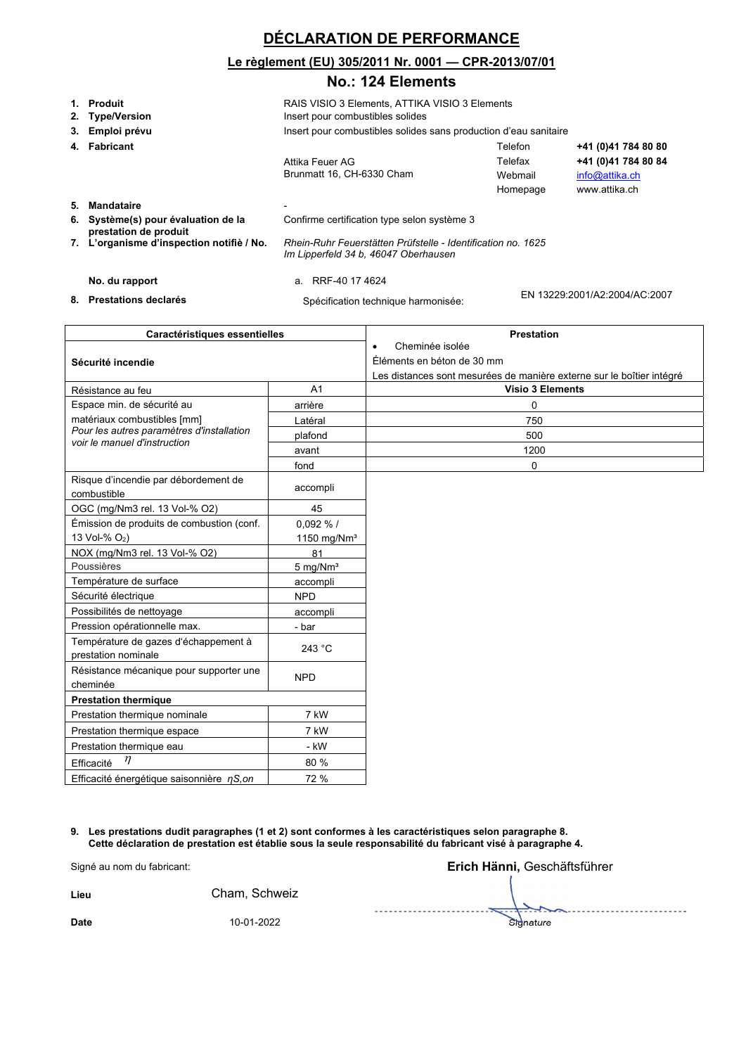# DÉCLARATION DE PERFORMANCE

## Le règlement (EU) 305/2011 Nr. 0001 — CPR-2013/07/01

## No.: 124 Elements

| | | | | |
|---|---|---|---|---|
| **1. Produit** | RAIS VISIO 3 Elements, ATTIKA VISIO 3 Elements | | | |
| **2. Type/Version** | Insert pour combustibles solides | | | |
| **3. Emploi prévu** | Insert pour combustibles solides sans production d'eau sanitaire | | | |
| **4. Fabricant** | Attika Feuer AG<br>Brunmatt 16, CH-6330 Cham | Telefon<br>Telefax<br>Webmail<br>Homepage | **+41 (0)41 784 80 80**<br>**+41 (0)41 784 80 84**<br>info@attika.ch<br>www.attika.ch | |
| **5. Mandataire** | - | | | |
| **6. Système(s) pour évaluation de la prestation de produit** | Confirme certification type selon système 3 | | | |
| **7. L'organisme d'inspection notifiè / No.** | *Rhein-Ruhr Feuerstätten Prüfstelle - Identification no. 1625*<br>*Im Lipperfeld 34 b, 46047 Oberhausen* | | | |
| **No. du rapport** | a. RRF-40 17 4624 | | | |
| **8. Prestations declarés** | Spécification technique harmonisée: | EN 13229:2001/A2:2004/AC:2007 | | |

| Caractéristiques essentielles | | Prestation |
|---|---|---|
| **Sécurité incendie** | | • Cheminée isolée<br>Éléments en béton de 30 mm<br>Les distances sont mesurées de manière externe sur le boîtier intégré |
| Résistance au feu | A1 | **Visio 3 Elements** |
| Espace min. de sécurité au matériaux combustibles [mm]<br>*Pour les autres paramètres d'installation voir le manuel d'instruction* | arrière | 0 |
| | Latéral | 750 |
| | plafond | 500 |
| | avant | 1200 |
| | fond | 0 |
| Risque d'incendie par débordement de combustible | accompli | |
| OGC (mg/Nm3 rel. 13 Vol-% O2) | 45 | |
| Émission de produits de combustion (conf. 13 Vol-% $O_2$) | 0,092 % / 1150 mg/Nm³ | |
| NOX (mg/Nm3 rel. 13 Vol-% O2) | 81 | |
| Poussières | 5 mg/Nm³ | |
| Température de surface | accompli | |
| Sécurité éléctrique | NPD | |
| Possibilités de nettoyage | accompli | |
| Pression opérationnelle max. | - bar | |
| Température de gazes d'échappement à prestation nominale | 243 °C | |
| Résistance mécanique pour supporter une cheminée | NPD | |
| **Prestation thermique** | | |
| Prestation thermique nominale | 7 kW | |
| Prestation thermique espace | 7 kW | |
| Prestation thermique eau | - kW | |
| Efficacité $\eta$ | 80 % | |
| Efficacité énergétique saisonnière $\eta S,on$ | 72 % | |

**9. Les prestations dudit paragraphes (1 et 2) sont conformes à les caractéristiques selon paragraphe 8.**
**Cette déclaration de prestation est établie sous la seule responsabilité du fabricant visé à paragraphe 4.**

Signé au nom du fabricant: **Erich Hänni,** Geschäftsführer

**Lieu** Cham, Schweiz

**Date** 10-01-2022

Signature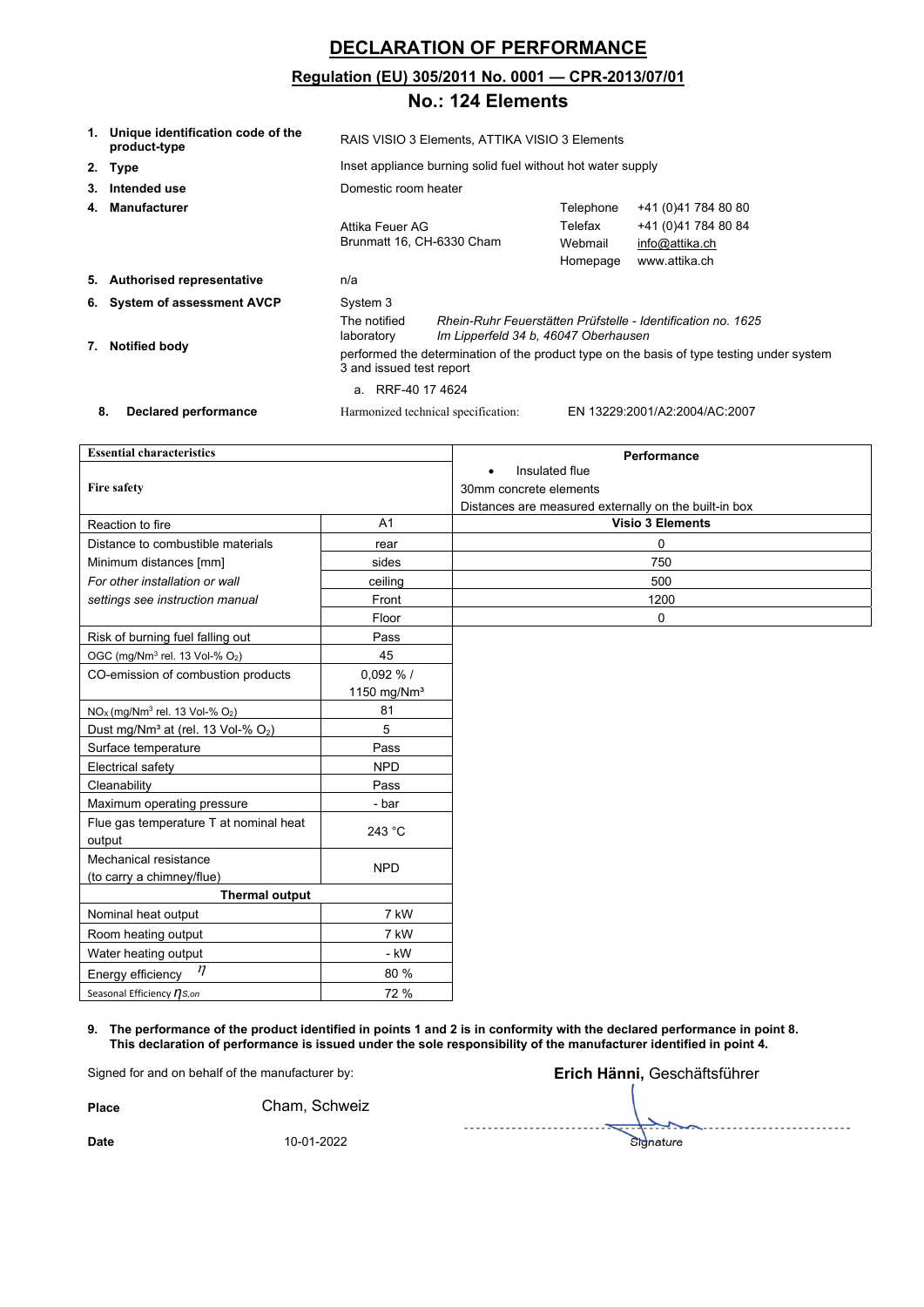# DECLARATION OF PERFORMANCE

## Regulation (EU) 305/2011 No. 0001 — CPR-2013/07/01

## No.: 124 Elements

| | | |
|---|---|---|
| 1. | **Unique identification code of the product-type** | RAIS VISIO 3 Elements, ATTIKA VISIO 3 Elements |
| 2. | **Type** | Inset appliance burning solid fuel without hot water supply |
| 3. | **Intended use** | Domestic room heater |
| 4. | **Manufacturer** | Attika Feuer AG<br>Brunmatt 16, CH-6330 Cham<br>Telephone +41 (0)41 784 80 80<br>Telefax +41 (0)41 784 80 84<br>Webmail info@attika.ch<br>Homepage www.attika.ch |
| 5. | **Authorised representative** | n/a |
| 6. | **System of assessment AVCP** | System 3 |
| 7. | **Notified body** | The notified laboratory *Rhein-Ruhr Feuerstätten Prüfstelle - Identification no. 1625*<br>*Im Lipperfeld 34 b, 46047 Oberhausen*<br>performed the determination of the product type on the basis of type testing under system 3 and issued test report<br>a. RRF-40 17 4624 |
| 8. | **Declared performance** | Harmonized technical specification: EN 13229:2001/A2:2004/AC:2007 |

| **Essential characteristics** | | **Performance** |
|---|---|---|
| **Fire safety** | | • Insulated flue<br>30mm concrete elements<br>Distances are measured externally on the built-in box |
| Reaction to fire | A1 | **Visio 3 Elements** |
| Distance to combustible materials | rear | 0 |
| Minimum distances [mm] | sides | 750 |
| *For other installation or wall* | ceiling | 500 |
| *settings see instruction manual* | Front | 1200 |
| | Floor | 0 |
| Risk of burning fuel falling out | Pass | |
| OGC (mg/Nm³ rel. 13 Vol-% $O_2$) | 45 | |
| CO-emission of combustion products | 0,092 % / 1150 mg/Nm³ | |
| $NO_x$ (mg/Nm³ rel. 13 Vol-% $O_2$) | 81 | |
| Dust mg/Nm³ at (rel. 13 Vol-% $O_2$) | 5 | |
| Surface temperature | Pass | |
| Electrical safety | NPD | |
| Cleanability | Pass | |
| Maximum operating pressure | - bar | |
| Flue gas temperature T at nominal heat output | 243 °C | |
| Mechanical resistance (to carry a chimney/flue) | NPD | |
| **Thermal output** | | |
| Nominal heat output | 7 kW | |
| Room heating output | 7 kW | |
| Water heating output | - kW | |
| Energy efficiency $\eta$ | 80 % | |
| Seasonal Efficiency $\eta_{S,on}$ | 72 % | |

9. **The performance of the product identified in points 1 and 2 is in conformity with the declared performance in point 8. This declaration of performance is issued under the sole responsibility of the manufacturer identified in point 4.**

Signed for and on behalf of the manufacturer by: **Erich Hänni,** Geschäftsführer

**Place** Cham, Schweiz

**Date** 10-01-2022

Signature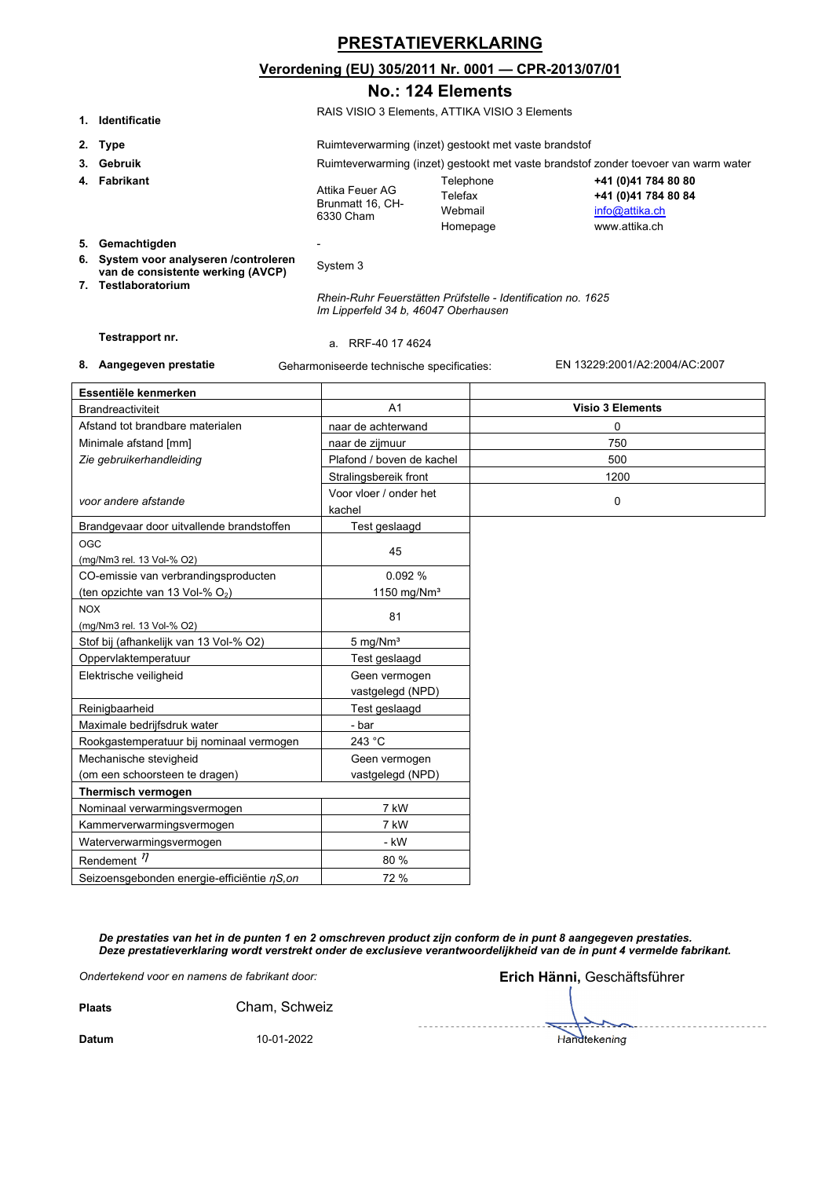# PRESTATIEVERKLARING

## Verordening (EU) 305/2011 Nr. 0001 — CPR-2013/07/01

## No.: 124 Elements

1. **Identificatie** — RAIS VISIO 3 Elements, ATTIKA VISIO 3 Elements
2. **Type** — Ruimteverwarming (inzet) gestookt met vaste brandstof
3. **Gebruik** — Ruimteverwarming (inzet) gestookt met vaste brandstof zonder toevoer van warm water
4. **Fabrikant** — Attika Feuer AG, Brunmatt 16, CH-6330 Cham

   | | |
   |---|---|
   | Telephone | **+41 (0)41 784 80 80** |
   | Telefax | **+41 (0)41 784 80 84** |
   | Webmail | info@attika.ch |
   | Homepage | www.attika.ch |

5. **Gemachtigden** — -
6. **System voor analyseren /controleren van de consistente werking (AVCP)** — System 3
7. **Testlaboratorium** — *Rhein-Ruhr Feuerstätten Prüfstelle - Identification no. 1625*
   *Im Lipperfeld 34 b, 46047 Oberhausen*

   **Testrapport nr.** — a. RRF-40 17 4624

8. **Aangegeven prestatie** — Geharmoniseerde technische specificaties: EN 13229:2001/A2:2004/AC:2007

| **Essentiële kenmerken** | | |
|---|---|---|
| Brandreactiviteit | A1 | **Visio 3 Elements** |
| Afstand tot brandbare materialen | naar de achterwand | 0 |
| Minimale afstand [mm] | naar de zijmuur | 750 |
| *Zie gebruikerhandleiding* | Plafond / boven de kachel | 500 |
| | Stralingsbereik front | 1200 |
| *voor andere afstande* | Voor vloer / onder het kachel | 0 |
| Brandgevaar door uitvallende brandstoffen | Test geslaagd | |
| OGC (mg/Nm3 rel. 13 Vol-% O2) | 45 | |
| CO-emissie van verbrandingsproducten (ten opzichte van 13 Vol-% $O_2$) | 0.092 % 1150 mg/Nm³ | |
| NOX (mg/Nm3 rel. 13 Vol-% O2) | 81 | |
| Stof bij (afhankelijk van 13 Vol-% O2) | 5 mg/Nm³ | |
| Oppervlaktemperatuur | Test geslaagd | |
| Elektrische veiligheid | Geen vermogen vastgelegd (NPD) | |
| Reinigbaarheid | Test geslaagd | |
| Maximale bedrijfsdruk water | - bar | |
| Rookgastemperatuur bij nominaal vermogen | 243 °C | |
| Mechanische stevigheid (om een schoorsteen te dragen) | Geen vermogen vastgelegd (NPD) | |
| **Thermisch vermogen** | | |
| Nominaal verwarmingsvermogen | 7 kW | |
| Kamerverwarmingsvermogen | 7 kW | |
| Waterverwarmingsvermogen | - kW | |
| Rendement $\eta$ | 80 % | |
| Seizoensgebonden energie-efficiëntie $\eta S,on$ | 72 % | |

***De prestaties van het in de punten 1 en 2 omschreven product zijn conform de in punt 8 aangegeven prestaties. Deze prestatieverklaring wordt verstrekt onder de exclusieve verantwoordelijkheid van de in punt 4 vermelde fabrikant.***

*Ondertekend voor en namens de fabrikant door:* **Erich Hänni,** Geschäftsführer

**Plaats** Cham, Schweiz

**Datum** 10-01-2022

*Handtekening*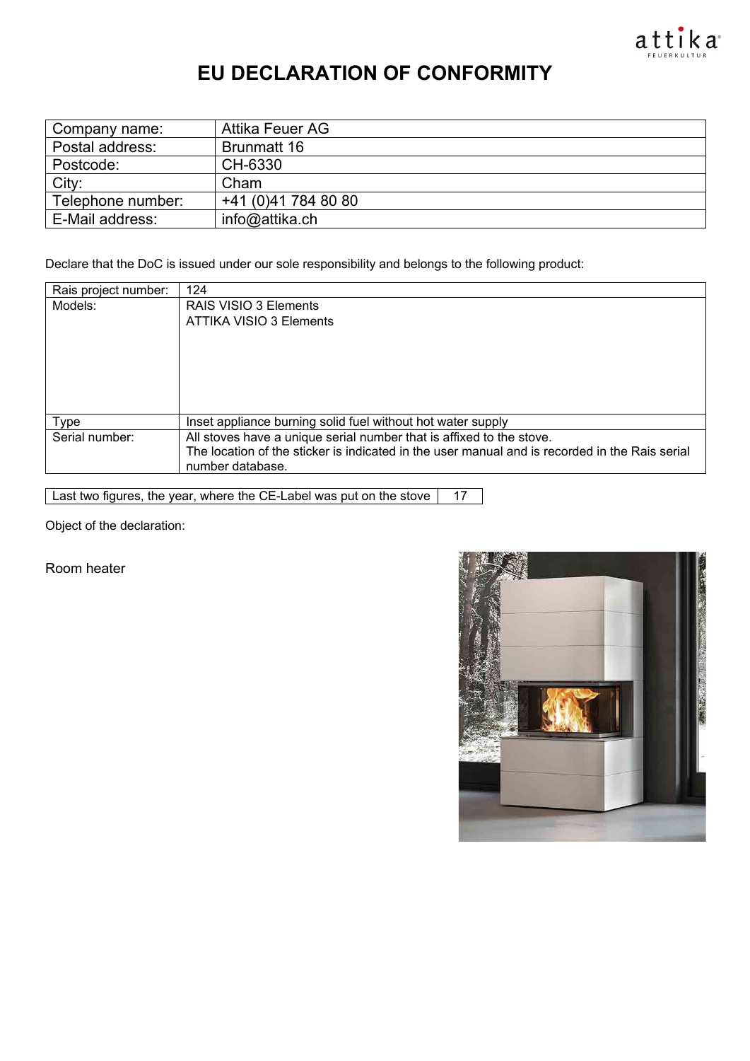# EU DECLARATION OF CONFORMITY

| Company name: | Attika Feuer AG |
|---|---|
| Postal address: | Brunmatt 16 |
| Postcode: | CH-6330 |
| City: | Cham |
| Telephone number: | +41 (0)41 784 80 80 |
| E-Mail address: | info@attika.ch |

Declare that the DoC is issued under our sole responsibility and belongs to the following product:

| Rais project number: | 124 |
|---|---|
| Models: | RAIS VISIO 3 Elements<br>ATTIKA VISIO 3 Elements |
| Type | Inset appliance burning solid fuel without hot water supply |
| Serial number: | All stoves have a unique serial number that is affixed to the stove.<br>The location of the sticker is indicated in the user manual and is recorded in the Rais serial number database. |

| Last two figures, the year, where the CE-Label was put on the stove | 17 |
|---|---|

Object of the declaration:

Room heater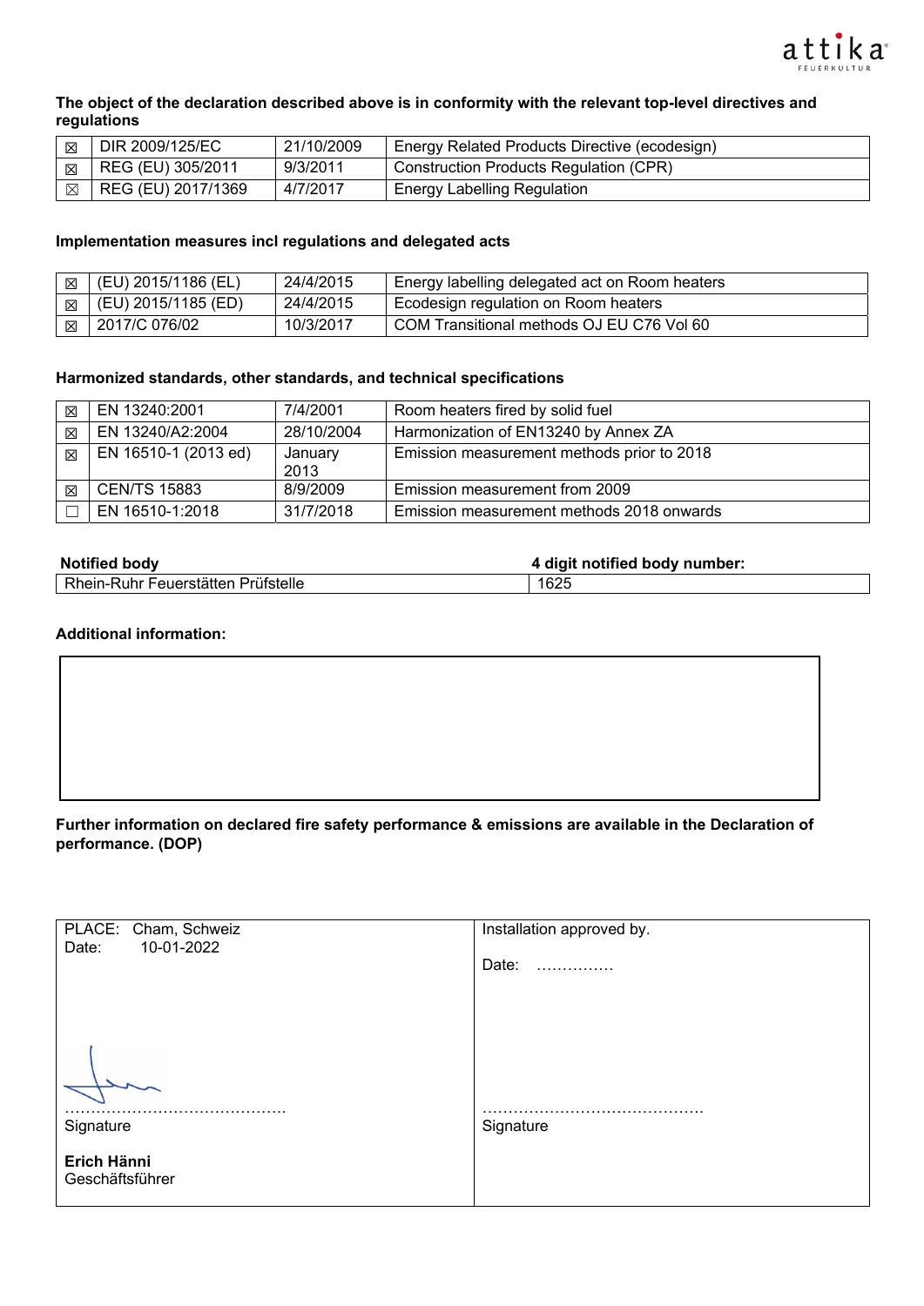**The object of the declaration described above is in conformity with the relevant top-level directives and regulations**

| | | | |
|---|---|---|---|
| ☒ | DIR 2009/125/EC | 21/10/2009 | Energy Related Products Directive (ecodesign) |
| ☒ | REG (EU) 305/2011 | 9/3/2011 | Construction Products Regulation (CPR) |
| ☒ | REG (EU) 2017/1369 | 4/7/2017 | Energy Labelling Regulation |

**Implementation measures incl regulations and delegated acts**

| | | | |
|---|---|---|---|
| ☒ | (EU) 2015/1186 (EL) | 24/4/2015 | Energy labelling delegated act on Room heaters |
| ☒ | (EU) 2015/1185 (ED) | 24/4/2015 | Ecodesign regulation on Room heaters |
| ☒ | 2017/C 076/02 | 10/3/2017 | COM Transitional methods OJ EU C76 Vol 60 |

**Harmonized standards, other standards, and technical specifications**

| | | | |
|---|---|---|---|
| ☒ | EN 13240:2001 | 7/4/2001 | Room heaters fired by solid fuel |
| ☒ | EN 13240/A2:2004 | 28/10/2004 | Harmonization of EN13240 by Annex ZA |
| ☒ | EN 16510-1 (2013 ed) | January 2013 | Emission measurement methods prior to 2018 |
| ☒ | CEN/TS 15883 | 8/9/2009 | Emission measurement from 2009 |
| ☐ | EN 16510-1:2018 | 31/7/2018 | Emission measurement methods 2018 onwards |

| Notified body | 4 digit notified body number: |
|---|---|
| Rhein-Ruhr Feuerstätten Prüfstelle | 1625 |

**Additional information:**

**Further information on declared fire safety performance & emissions are available in the Declaration of performance. (DOP)**

| | |
|---|---|
| PLACE: Cham, Schweiz<br>Date: 10-01-2022<br><br>……………………………………<br>Signature<br><br>**Erich Hänni**<br>Geschäftsführer | Installation approved by.<br><br>Date: ……………<br><br>……………………………………<br>Signature |